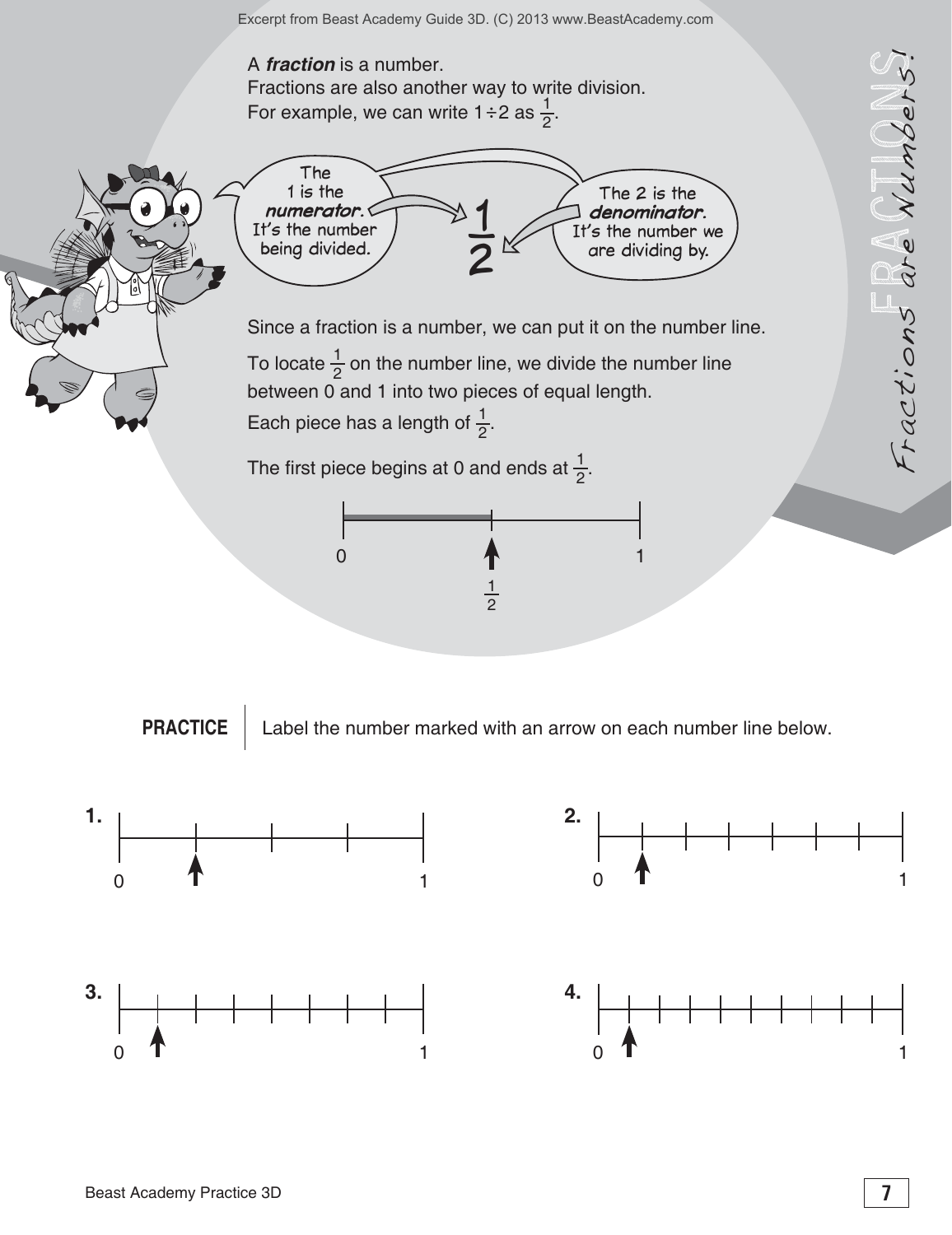A ***fraction*** is a number.
Fractions are also another way to write division.
For example, we can write $1 \div 2$ as $\frac{1}{2}$.

The 1 is the ***numerator***. It's the number being divided.

$$\frac{1}{2}$$

The 2 is the ***denominator***. It's the number we are dividing by.

Since a fraction is a number, we can put it on the number line.

To locate $\frac{1}{2}$ on the number line, we divide the number line between 0 and 1 into two pieces of equal length.
Each piece has a length of $\frac{1}{2}$.

The first piece begins at 0 and ends at $\frac{1}{2}$.

0 — $\frac{1}{2}$ — 1

**PRACTICE** | Label the number marked with an arrow on each number line below.

**1.** 0 — 1

**2.** 0 — 1

**3.** 0 — 1

**4.** 0 — 1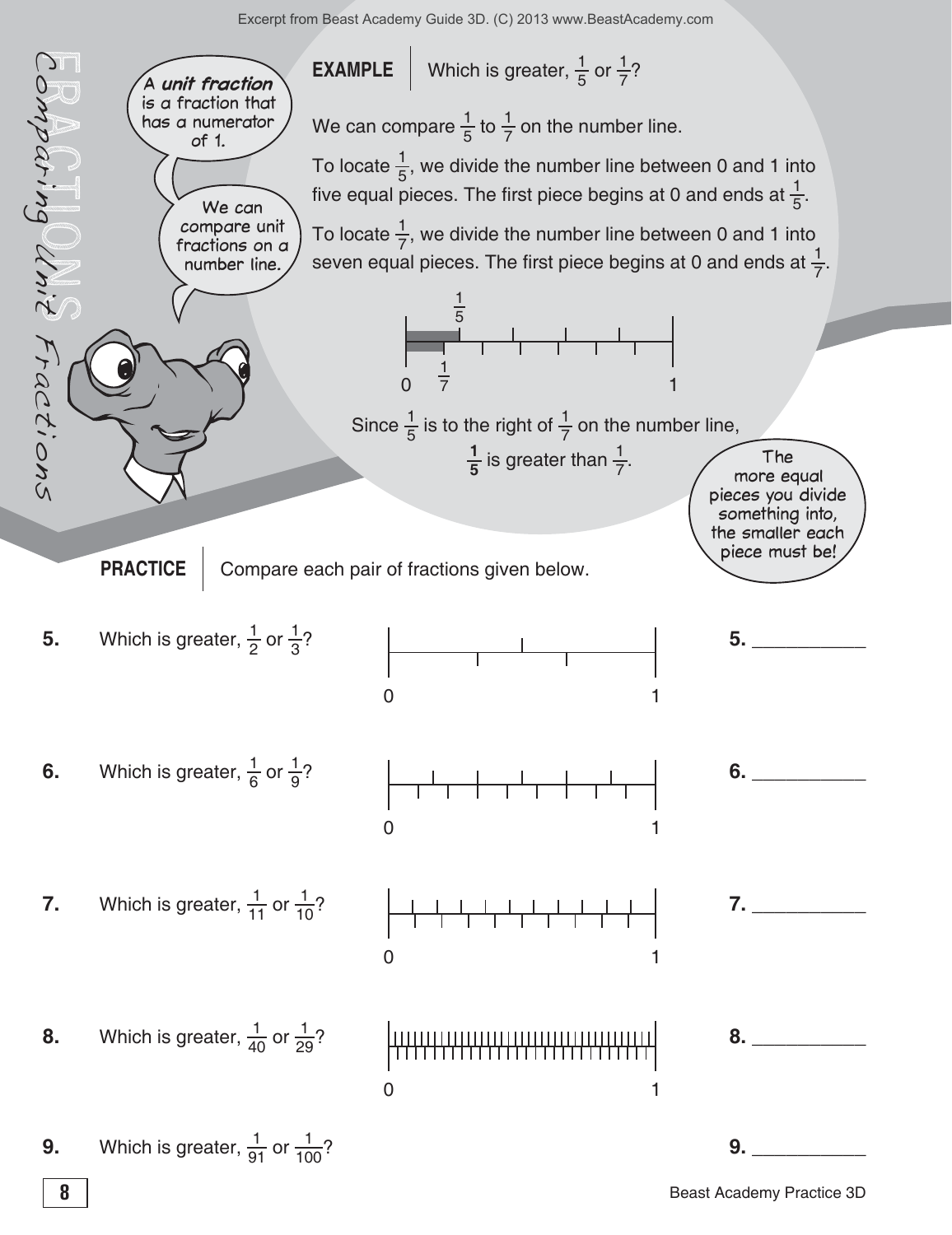# FRACTIONS

## Comparing Unit Fractions

A ***unit fraction*** is a fraction that has a numerator of 1.

We can compare unit fractions on a number line.

**EXAMPLE** | Which is greater, $\frac{1}{5}$ or $\frac{1}{7}$?

We can compare $\frac{1}{5}$ to $\frac{1}{7}$ on the number line.

To locate $\frac{1}{5}$, we divide the number line between 0 and 1 into five equal pieces. The first piece begins at 0 and ends at $\frac{1}{5}$.

To locate $\frac{1}{7}$, we divide the number line between 0 and 1 into seven equal pieces. The first piece begins at 0 and ends at $\frac{1}{7}$.

Since $\frac{1}{5}$ is to the right of $\frac{1}{7}$ on the number line,

**$\frac{1}{5}$** is greater than $\frac{1}{7}$.

The more equal pieces you divide something into, the smaller each piece must be!

**PRACTICE** | Compare each pair of fractions given below.

**5.** Which is greater, $\frac{1}{2}$ or $\frac{1}{3}$?

**5.** ___________

**6.** Which is greater, $\frac{1}{6}$ or $\frac{1}{9}$?

**6.** ___________

**7.** Which is greater, $\frac{1}{11}$ or $\frac{1}{10}$?

**7.** ___________

**8.** Which is greater, $\frac{1}{40}$ or $\frac{1}{29}$?

**8.** ___________

**9.** Which is greater, $\frac{1}{91}$ or $\frac{1}{100}$?

**9.** ___________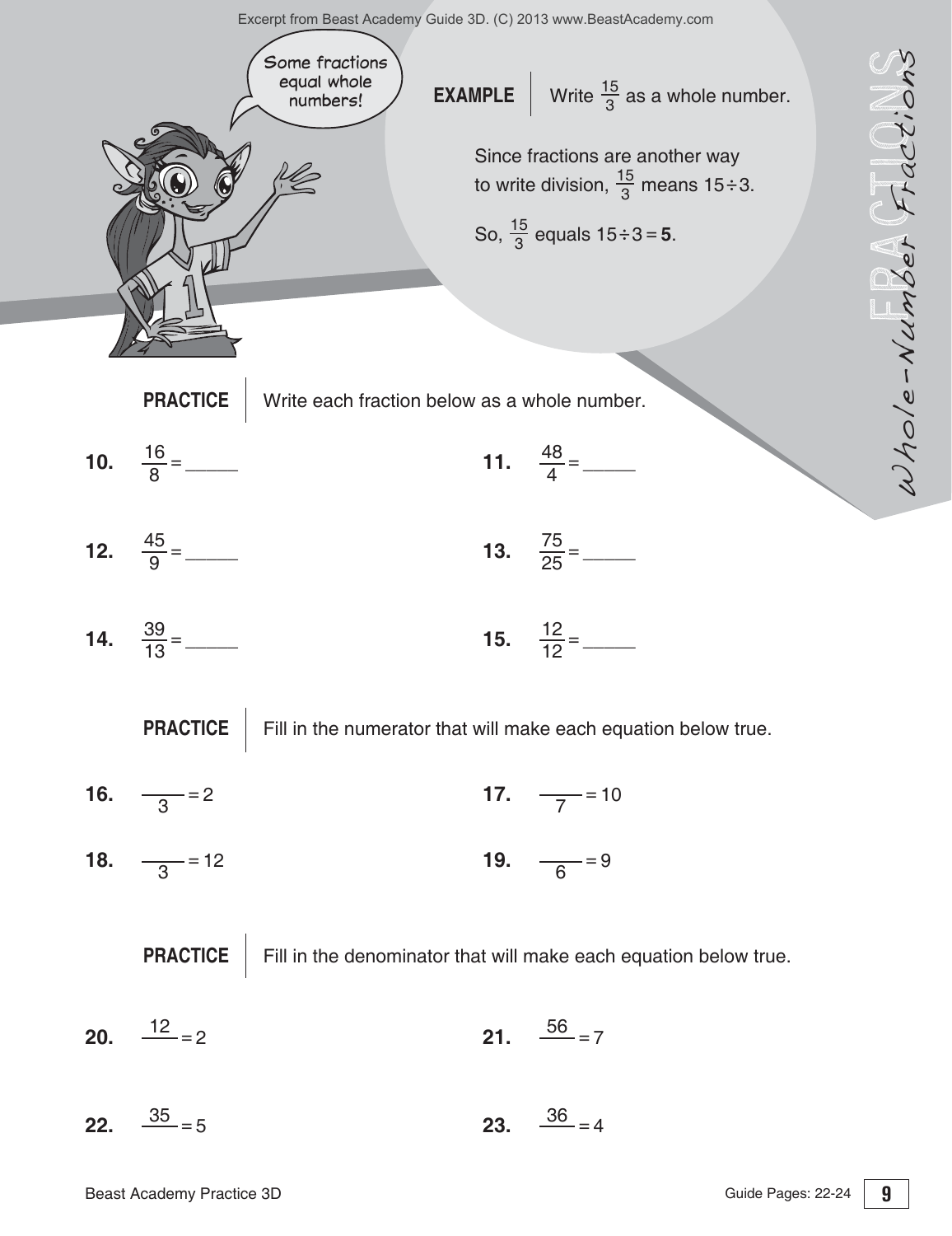Some fractions equal whole numbers!

**EXAMPLE** | Write $\frac{15}{3}$ as a whole number.

Since fractions are another way to write division, $\frac{15}{3}$ means $15 \div 3$.

So, $\frac{15}{3}$ equals $15 \div 3 = \mathbf{5}$.

*Whole-Number Fractions*

**PRACTICE** | Write each fraction below as a whole number.

**10.** $\frac{16}{8}$ = _____

**11.** $\frac{48}{4}$ = _____

**12.** $\frac{45}{9}$ = _____

**13.** $\frac{75}{25}$ = _____

**14.** $\frac{39}{13}$ = _____

**15.** $\frac{12}{12}$ = _____

**PRACTICE** | Fill in the numerator that will make each equation below true.

**16.** $\frac{\_\_\_}{3} = 2$

**17.** $\frac{\_\_\_}{7} = 10$

**18.** $\frac{\_\_\_}{3} = 12$

**19.** $\frac{\_\_\_}{6} = 9$

**PRACTICE** | Fill in the denominator that will make each equation below true.

**20.** $\frac{12}{\_\_\_} = 2$

**21.** $\frac{56}{\_\_\_} = 7$

**22.** $\frac{35}{\_\_\_} = 5$

**23.** $\frac{36}{\_\_\_} = 4$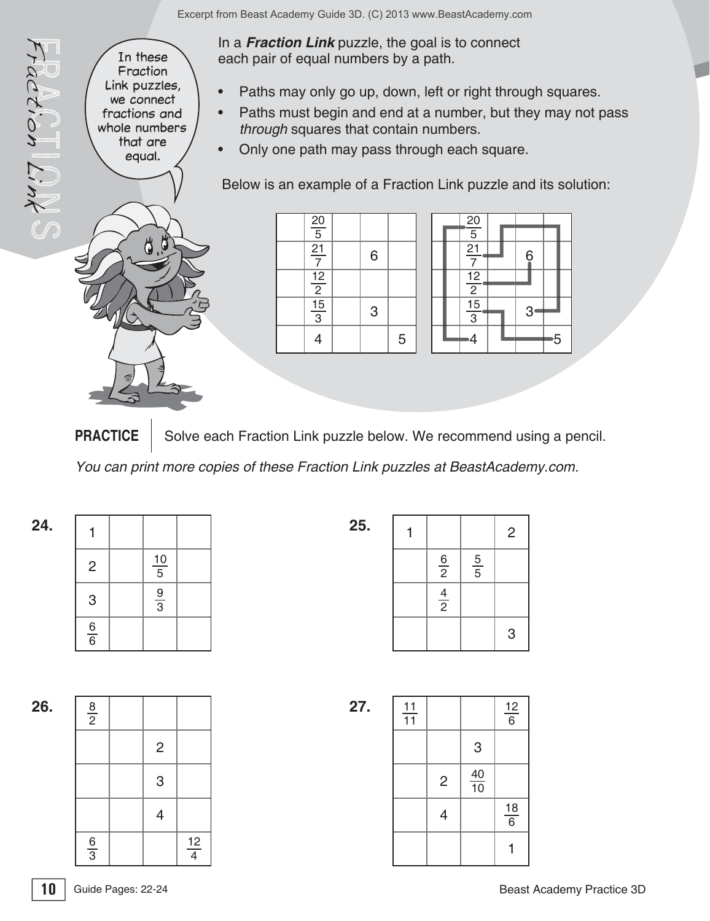Excerpt from Beast Academy Guide 3D. (C) 2013 www.BeastAcademy.com

# FRACTIONS
## Fraction Link

In these Fraction Link puzzles, we connect fractions and whole numbers that are equal.

In a ***Fraction Link*** puzzle, the goal is to connect each pair of equal numbers by a path.

- Paths may only go up, down, left or right through squares.
- Paths must begin and end at a number, but they may not pass *through* squares that contain numbers.
- Only one path may pass through each square.

Below is an example of a Fraction Link puzzle and its solution:

| | | | |
|---|---|---|---|
| | $\frac{20}{5}$ | | |
| | $\frac{21}{7}$ | 6 | |
| | $\frac{12}{2}$ | | |
| | $\frac{15}{3}$ | 3 | |
| | 4 | | 5 |

**PRACTICE** Solve each Fraction Link puzzle below. We recommend using a pencil.

*You can print more copies of these Fraction Link puzzles at BeastAcademy.com.*

**24.**

| | | | |
|---|---|---|---|
| 1 | | | |
| 2 | | $\frac{10}{5}$ | |
| 3 | | $\frac{9}{3}$ | |
| $\frac{6}{6}$ | | | |

**25.**

| | | | |
|---|---|---|---|
| 1 | | | 2 |
| | $\frac{6}{2}$ | $\frac{5}{5}$ | |
| | $\frac{4}{2}$ | | |
| | | | 3 |

**26.**

| | | | |
|---|---|---|---|
| $\frac{8}{2}$ | | | |
| | | 2 | |
| | | 3 | |
| | | 4 | |
| $\frac{6}{3}$ | | | $\frac{12}{4}$ |

**27.**

| | | | |
|---|---|---|---|
| $\frac{11}{11}$ | | | $\frac{12}{6}$ |
| | | 3 | |
| | 2 | $\frac{40}{10}$ | |
| | 4 | | $\frac{18}{6}$ |
| | | | 1 |

Guide Pages: 22-24